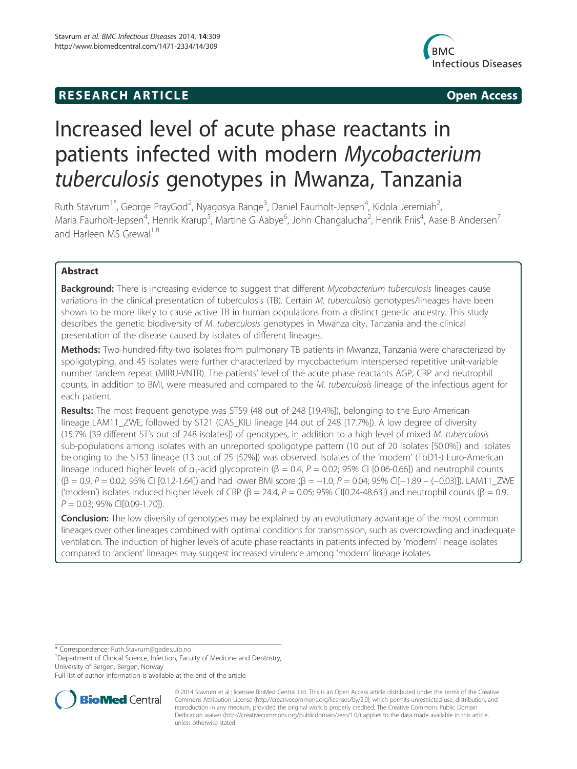**RESEARCH ARTICLE** **Open Access**

# Increased level of acute phase reactants in patients infected with modern *Mycobacterium tuberculosis* genotypes in Mwanza, Tanzania

Ruth Stavrum[1*], George PrayGod[2], Nyagosya Range[3], Daniel Faurholt-Jepsen[4], Kidola Jeremiah[2], Maria Faurholt-Jepsen[4], Henrik Krarup[5], Martine G Aabye[6], John Changalucha[2], Henrik Friis[4], Aase B Andersen[7] and Harleen MS Grewal[1,8]

## Abstract

**Background:** There is increasing evidence to suggest that different *Mycobacterium tuberculosis* lineages cause variations in the clinical presentation of tuberculosis (TB). Certain *M. tuberculosis* genotypes/lineages have been shown to be more likely to cause active TB in human populations from a distinct genetic ancestry. This study describes the genetic biodiversity of *M. tuberculosis* genotypes in Mwanza city, Tanzania and the clinical presentation of the disease caused by isolates of different lineages.

**Methods:** Two-hundred-fifty-two isolates from pulmonary TB patients in Mwanza, Tanzania were characterized by spoligotyping, and 45 isolates were further characterized by mycobacterium interspersed repetitive unit-variable number tandem repeat (MIRU-VNTR). The patients' level of the acute phase reactants AGP, CRP and neutrophil counts, in addition to BMI, were measured and compared to the *M. tuberculosis* lineage of the infectious agent for each patient.

**Results:** The most frequent genotype was ST59 (48 out of 248 [19.4%]), belonging to the Euro-American lineage LAM11_ZWE, followed by ST21 (CAS_KILI lineage [44 out of 248 [17.7%]). A low degree of diversity (15.7% [39 different ST's out of 248 isolates]) of genotypes, in addition to a high level of mixed *M. tuberculosis* sub-populations among isolates with an unreported spoligotype pattern (10 out of 20 isolates [50.0%]) and isolates belonging to the ST53 lineage (13 out of 25 [52%]) was observed. Isolates of the 'modern' (TbD1-) Euro-American lineage induced higher levels of $\alpha_1$-acid glycoprotein ($\beta = 0.4$, $P = 0.02$; 95% CI [0.06-0.66]) and neutrophil counts ($\beta = 0.9$, $P = 0.02$; 95% CI [0.12-1.64]) and had lower BMI score ($\beta = -1.0$, $P = 0.04$; 95% CI[−1.89 – (−0.03)]). LAM11_ZWE ('modern') isolates induced higher levels of CRP ($\beta = 24.4$, $P = 0.05$; 95% CI[0.24-48.63]) and neutrophil counts ($\beta = 0.9$, $P = 0.03$; 95% CI[0.09-1.70]).

**Conclusion:** The low diversity of genotypes may be explained by an evolutionary advantage of the most common lineages over other lineages combined with optimal conditions for transmission, such as overcrowding and inadequate ventilation. The induction of higher levels of acute phase reactants in patients infected by 'modern' lineage isolates compared to 'ancient' lineages may suggest increased virulence among 'modern' lineage isolates.

\* Correspondence: Ruth.Stavrum@gades.uib.no
[1]Department of Clinical Science, Infection, Faculty of Medicine and Dentristry, University of Bergen, Bergen, Norway
Full list of author information is available at the end of the article

© 2014 Stavrum et al.; licensee BioMed Central Ltd. This is an Open Access article distributed under the terms of the Creative Commons Attribution License (http://creativecommons.org/licenses/by/2.0), which permits unrestricted use, distribution, and reproduction in any medium, provided the original work is properly credited. The Creative Commons Public Domain Dedication waiver (http://creativecommons.org/publicdomain/zero/1.0/) applies to the data made available in this article, unless otherwise stated.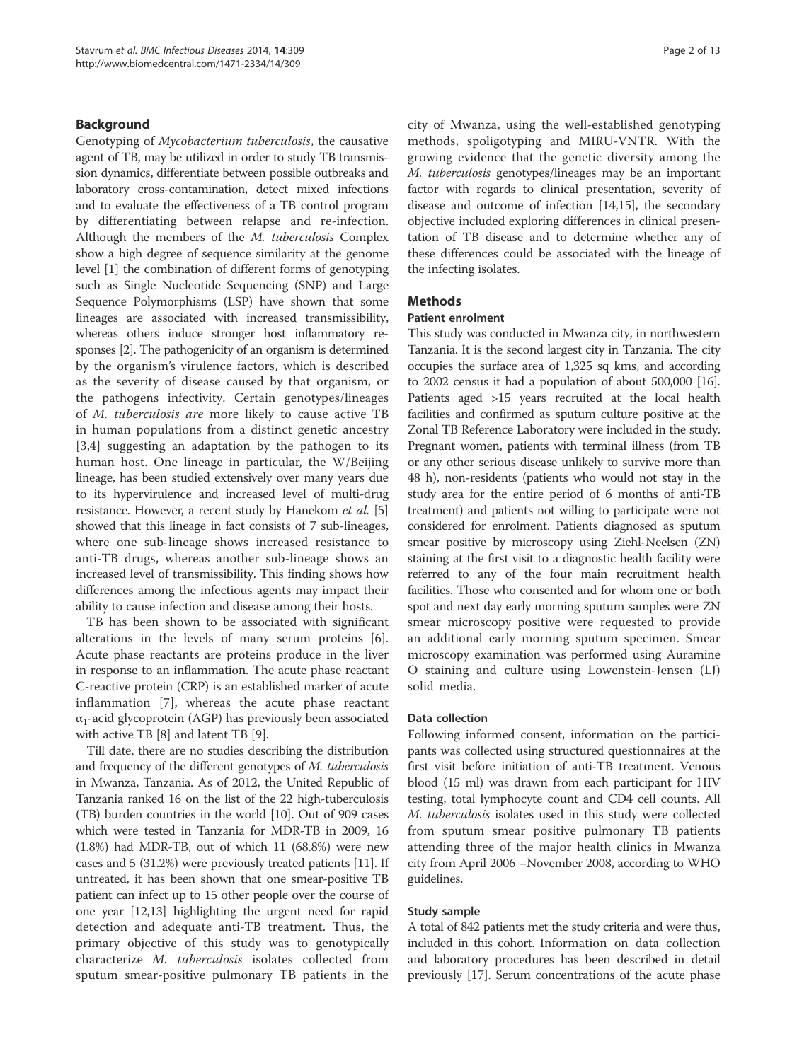## Background

Genotyping of *Mycobacterium tuberculosis*, the causative agent of TB, may be utilized in order to study TB transmission dynamics, differentiate between possible outbreaks and laboratory cross-contamination, detect mixed infections and to evaluate the effectiveness of a TB control program by differentiating between relapse and re-infection. Although the members of the *M. tuberculosis* Complex show a high degree of sequence similarity at the genome level [1] the combination of different forms of genotyping such as Single Nucleotide Sequencing (SNP) and Large Sequence Polymorphisms (LSP) have shown that some lineages are associated with increased transmissibility, whereas others induce stronger host inflammatory responses [2]. The pathogenicity of an organism is determined by the organism's virulence factors, which is described as the severity of disease caused by that organism, or the pathogens infectivity. Certain genotypes/lineages of *M. tuberculosis are* more likely to cause active TB in human populations from a distinct genetic ancestry [3,4] suggesting an adaptation by the pathogen to its human host. One lineage in particular, the W/Beijing lineage, has been studied extensively over many years due to its hypervirulence and increased level of multi-drug resistance. However, a recent study by Hanekom *et al.* [5] showed that this lineage in fact consists of 7 sub-lineages, where one sub-lineage shows increased resistance to anti-TB drugs, whereas another sub-lineage shows an increased level of transmissibility. This finding shows how differences among the infectious agents may impact their ability to cause infection and disease among their hosts.

TB has been shown to be associated with significant alterations in the levels of many serum proteins [6]. Acute phase reactants are proteins produce in the liver in response to an inflammation. The acute phase reactant C-reactive protein (CRP) is an established marker of acute inflammation [7], whereas the acute phase reactant $\alpha_1$-acid glycoprotein (AGP) has previously been associated with active TB [8] and latent TB [9].

Till date, there are no studies describing the distribution and frequency of the different genotypes of *M. tuberculosis* in Mwanza, Tanzania. As of 2012, the United Republic of Tanzania ranked 16 on the list of the 22 high-tuberculosis (TB) burden countries in the world [10]. Out of 909 cases which were tested in Tanzania for MDR-TB in 2009, 16 (1.8%) had MDR-TB, out of which 11 (68.8%) were new cases and 5 (31.2%) were previously treated patients [11]. If untreated, it has been shown that one smear-positive TB patient can infect up to 15 other people over the course of one year [12,13] highlighting the urgent need for rapid detection and adequate anti-TB treatment. Thus, the primary objective of this study was to genotypically characterize *M. tuberculosis* isolates collected from sputum smear-positive pulmonary TB patients in the city of Mwanza, using the well-established genotyping methods, spoligotyping and MIRU-VNTR. With the growing evidence that the genetic diversity among the *M. tuberculosis* genotypes/lineages may be an important factor with regards to clinical presentation, severity of disease and outcome of infection [14,15], the secondary objective included exploring differences in clinical presentation of TB disease and to determine whether any of these differences could be associated with the lineage of the infecting isolates.

## Methods

### Patient enrolment

This study was conducted in Mwanza city, in northwestern Tanzania. It is the second largest city in Tanzania. The city occupies the surface area of 1,325 sq kms, and according to 2002 census it had a population of about 500,000 [16]. Patients aged >15 years recruited at the local health facilities and confirmed as sputum culture positive at the Zonal TB Reference Laboratory were included in the study. Pregnant women, patients with terminal illness (from TB or any other serious disease unlikely to survive more than 48 h), non-residents (patients who would not stay in the study area for the entire period of 6 months of anti-TB treatment) and patients not willing to participate were not considered for enrolment. Patients diagnosed as sputum smear positive by microscopy using Ziehl-Neelsen (ZN) staining at the first visit to a diagnostic health facility were referred to any of the four main recruitment health facilities. Those who consented and for whom one or both spot and next day early morning sputum samples were ZN smear microscopy positive were requested to provide an additional early morning sputum specimen. Smear microscopy examination was performed using Auramine O staining and culture using Lowenstein-Jensen (LJ) solid media.

### Data collection

Following informed consent, information on the participants was collected using structured questionnaires at the first visit before initiation of anti-TB treatment. Venous blood (15 ml) was drawn from each participant for HIV testing, total lymphocyte count and CD4 cell counts. All *M. tuberculosis* isolates used in this study were collected from sputum smear positive pulmonary TB patients attending three of the major health clinics in Mwanza city from April 2006 –November 2008, according to WHO guidelines.

### Study sample

A total of 842 patients met the study criteria and were thus, included in this cohort. Information on data collection and laboratory procedures has been described in detail previously [17]. Serum concentrations of the acute phase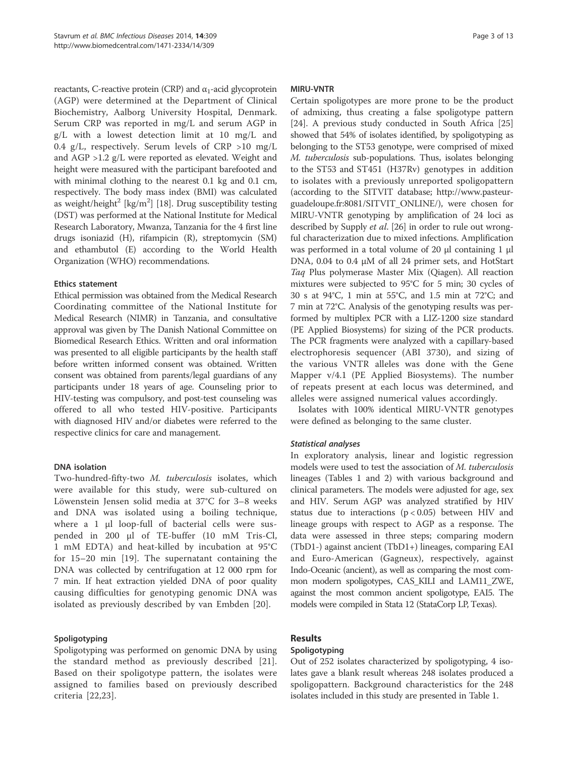reactants, C-reactive protein (CRP) and $\alpha_1$-acid glycoprotein (AGP) were determined at the Department of Clinical Biochemistry, Aalborg University Hospital, Denmark. Serum CRP was reported in mg/L and serum AGP in g/L with a lowest detection limit at 10 mg/L and 0.4 g/L, respectively. Serum levels of CRP >10 mg/L and AGP >1.2 g/L were reported as elevated. Weight and height were measured with the participant barefooted and with minimal clothing to the nearest 0.1 kg and 0.1 cm, respectively. The body mass index (BMI) was calculated as weight/height$^2$ [kg/m$^2$] [18]. Drug susceptibility testing (DST) was performed at the National Institute for Medical Research Laboratory, Mwanza, Tanzania for the 4 first line drugs isoniazid (H), rifampicin (R), streptomycin (SM) and ethambutol (E) according to the World Health Organization (WHO) recommendations.

#### Ethics statement

Ethical permission was obtained from the Medical Research Coordinating committee of the National Institute for Medical Research (NIMR) in Tanzania, and consultative approval was given by The Danish National Committee on Biomedical Research Ethics. Written and oral information was presented to all eligible participants by the health staff before written informed consent was obtained. Written consent was obtained from parents/legal guardians of any participants under 18 years of age. Counseling prior to HIV-testing was compulsory, and post-test counseling was offered to all who tested HIV-positive. Participants with diagnosed HIV and/or diabetes were referred to the respective clinics for care and management.

#### DNA isolation

Two-hundred-fifty-two *M. tuberculosis* isolates, which were available for this study, were sub-cultured on Löwenstein Jensen solid media at 37°C for 3–8 weeks and DNA was isolated using a boiling technique, where a 1 μl loop-full of bacterial cells were suspended in 200 μl of TE-buffer (10 mM Tris-Cl, 1 mM EDTA) and heat-killed by incubation at 95°C for 15–20 min [19]. The supernatant containing the DNA was collected by centrifugation at 12 000 rpm for 7 min. If heat extraction yielded DNA of poor quality causing difficulties for genotyping genomic DNA was isolated as previously described by van Embden [20].

#### Spoligotyping

Spoligotyping was performed on genomic DNA by using the standard method as previously described [21]. Based on their spoligotype pattern, the isolates were assigned to families based on previously described criteria [22,23].

#### MIRU-VNTR

Certain spoligotypes are more prone to be the product of admixing, thus creating a false spoligotype pattern [24]. A previous study conducted in South Africa [25] showed that 54% of isolates identified, by spoligotyping as belonging to the ST53 genotype, were comprised of mixed *M. tuberculosis* sub-populations. Thus, isolates belonging to the ST53 and ST451 (H37Rv) genotypes in addition to isolates with a previously unreported spoligopattern (according to the SITVIT database; http://www.pasteur-guadeloupe.fr:8081/SITVIT_ONLINE/), were chosen for MIRU-VNTR genotyping by amplification of 24 loci as described by Supply *et al*. [26] in order to rule out wrongful characterization due to mixed infections. Amplification was performed in a total volume of 20 μl containing 1 μl DNA, 0.04 to 0.4 μM of all 24 primer sets, and HotStart *Taq* Plus polymerase Master Mix (Qiagen). All reaction mixtures were subjected to 95°C for 5 min; 30 cycles of 30 s at 94°C, 1 min at 55°C, and 1.5 min at 72°C; and 7 min at 72°C. Analysis of the genotyping results was performed by multiplex PCR with a LIZ-1200 size standard (PE Applied Biosystems) for sizing of the PCR products. The PCR fragments were analyzed with a capillary-based electrophoresis sequencer (ABI 3730), and sizing of the various VNTR alleles was done with the Gene Mapper v/4.1 (PE Applied Biosystems). The number of repeats present at each locus was determined, and alleles were assigned numerical values accordingly.

Isolates with 100% identical MIRU-VNTR genotypes were defined as belonging to the same cluster.

#### *Statistical analyses*

In exploratory analysis, linear and logistic regression models were used to test the association of *M. tuberculosis* lineages (Tables 1 and 2) with various background and clinical parameters. The models were adjusted for age, sex and HIV. Serum AGP was analyzed stratified by HIV status due to interactions ($p < 0.05$) between HIV and lineage groups with respect to AGP as a response. The data were assessed in three steps; comparing modern (TbD1-) against ancient (TbD1+) lineages, comparing EAI and Euro-American (Gagneux), respectively, against Indo-Oceanic (ancient), as well as comparing the most common modern spoligotypes, CAS_KILI and LAM11_ZWE, against the most common ancient spoligotype, EAI5. The models were compiled in Stata 12 (StataCorp LP, Texas).

## Results

#### Spoligotyping

Out of 252 isolates characterized by spoligotyping, 4 isolates gave a blank result whereas 248 isolates produced a spoligopattern. Background characteristics for the 248 isolates included in this study are presented in Table 1.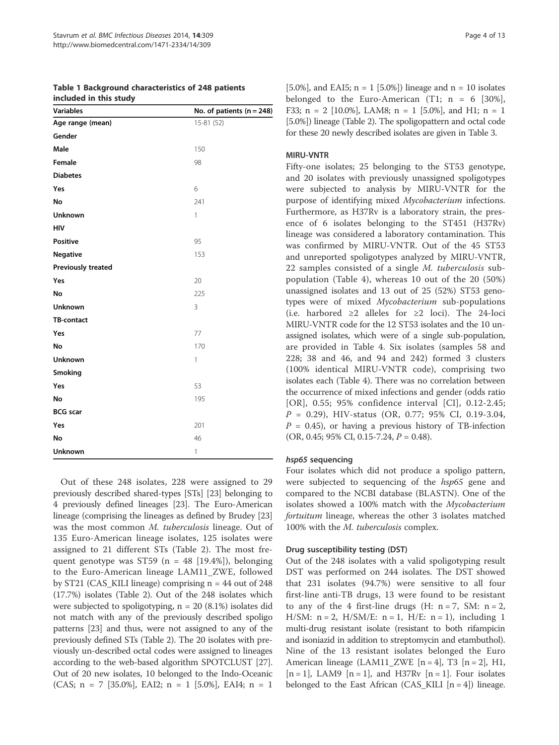**Table 1 Background characteristics of 248 patients included in this study**

| Variables | No. of patients (n = 248) |
|---|---|
| **Age range (mean)** | 15-81 (52) |
| **Gender** | |
| **Male** | 150 |
| **Female** | 98 |
| **Diabetes** | |
| **Yes** | 6 |
| **No** | 241 |
| **Unknown** | 1 |
| **HIV** | |
| **Positive** | 95 |
| **Negative** | 153 |
| **Previously treated** | |
| **Yes** | 20 |
| **No** | 225 |
| **Unknown** | 3 |
| **TB-contact** | |
| **Yes** | 77 |
| **No** | 170 |
| **Unknown** | 1 |
| **Smoking** | |
| **Yes** | 53 |
| **No** | 195 |
| **BCG scar** | |
| **Yes** | 201 |
| **No** | 46 |
| **Unknown** | 1 |

Out of these 248 isolates, 228 were assigned to 29 previously described shared-types [STs] [23] belonging to 4 previously defined lineages [23]. The Euro-American lineage (comprising the lineages as defined by Brudey [23] was the most common *M. tuberculosis* lineage. Out of 135 Euro-American lineage isolates, 125 isolates were assigned to 21 different STs (Table 2). The most frequent genotype was ST59 (n = 48 [19.4%]), belonging to the Euro-American lineage LAM11_ZWE, followed by ST21 (CAS_KILI lineage) comprising n = 44 out of 248 (17.7%) isolates (Table 2). Out of the 248 isolates which were subjected to spoligotyping, n = 20 (8.1%) isolates did not match with any of the previously described spoligo patterns [23] and thus, were not assigned to any of the previously defined STs (Table 2). The 20 isolates with previously un-described octal codes were assigned to lineages according to the web-based algorithm SPOTCLUST [27]. Out of 20 new isolates, 10 belonged to the Indo-Oceanic (CAS; n = 7 [35.0%], EAI2; n = 1 [5.0%], EAI4; n = 1 [5.0%], and EAI5; n = 1 [5.0%]) lineage and n = 10 isolates belonged to the Euro-American (T1; n = 6 [30%], F33; n = 2 [10.0%], LAM8; n = 1 [5.0%], and H1; n = 1 [5.0%]) lineage (Table 2). The spoligopattern and octal code for these 20 newly described isolates are given in Table 3.

### MIRU-VNTR

Fifty-one isolates; 25 belonging to the ST53 genotype, and 20 isolates with previously unassigned spoligotypes were subjected to analysis by MIRU-VNTR for the purpose of identifying mixed *Mycobacterium* infections. Furthermore, as H37Rv is a laboratory strain, the presence of 6 isolates belonging to the ST451 (H37Rv) lineage was considered a laboratory contamination. This was confirmed by MIRU-VNTR. Out of the 45 ST53 and unreported spoligotypes analyzed by MIRU-VNTR, 22 samples consisted of a single *M. tuberculosis* sub-population (Table 4), whereas 10 out of the 20 (50%) unassigned isolates and 13 out of 25 (52%) ST53 genotypes were of mixed *Mycobacterium* sub-populations (i.e. harbored ≥2 alleles for ≥2 loci). The 24-loci MIRU-VNTR code for the 12 ST53 isolates and the 10 unassigned isolates, which were of a single sub-population, are provided in Table 4. Six isolates (samples 58 and 228; 38 and 46, and 94 and 242) formed 3 clusters (100% identical MIRU-VNTR code), comprising two isolates each (Table 4). There was no correlation between the occurrence of mixed infections and gender (odds ratio [OR], 0.55; 95% confidence interval [CI], 0.12-2.45; $P$ = 0.29), HIV-status (OR, 0.77; 95% CI, 0.19-3.04, $P$ = 0.45), or having a previous history of TB-infection (OR, 0.45; 95% CI, 0.15-7.24, $P$ = 0.48).

### *hsp65* sequencing

Four isolates which did not produce a spoligo pattern, were subjected to sequencing of the *hsp65* gene and compared to the NCBI database (BLASTN). One of the isolates showed a 100% match with the *Mycobacterium fortuitum* lineage, whereas the other 3 isolates matched 100% with the *M. tuberculosis* complex.

### Drug susceptibility testing (DST)

Out of the 248 isolates with a valid spoligotyping result DST was performed on 244 isolates. The DST showed that 231 isolates (94.7%) were sensitive to all four first-line anti-TB drugs, 13 were found to be resistant to any of the 4 first-line drugs (H: n = 7, SM: n = 2, H/SM: n = 2, H/SM/E: n = 1, H/E: n = 1), including 1 multi-drug resistant isolate (resistant to both rifampicin and isoniazid in addition to streptomycin and etambuthol). Nine of the 13 resistant isolates belonged the Euro American lineage (LAM11_ZWE [n = 4], T3 [n = 2], H1, [n = 1], LAM9 [n = 1], and H37Rv [n = 1]. Four isolates belonged to the East African (CAS_KILI [n = 4]) lineage.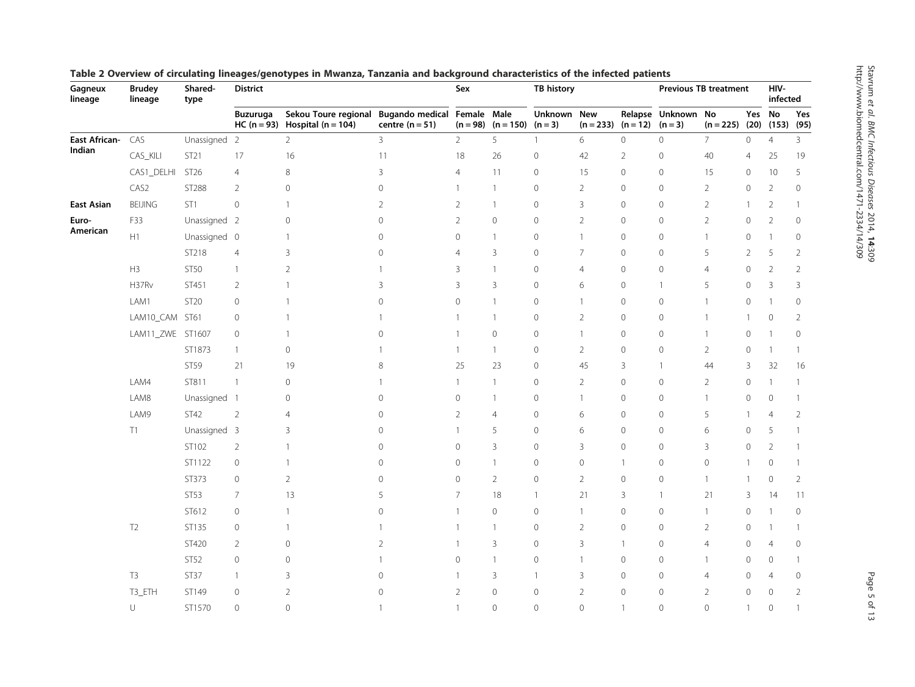**Table 2 Overview of circulating lineages/genotypes in Mwanza, Tanzania and background characteristics of the infected patients**

| Gagneux lineage | Brudey lineage | Shared-type | District | | | Sex | | TB history | | | Previous TB treatment | | | HIV-infected | |
|---|---|---|---|---|---|---|---|---|---|---|---|---|---|---|---|
| | | | Buzuruga HC (n = 93) | Sekou Toure regional Hospital (n = 104) | Bugando medical centre (n = 51) | Female (n = 98) | Male (n = 150) | Unknown (n = 3) | New (n = 233) | Relapse (n = 12) | Unknown (n = 3) | No (n = 225) | Yes (20) | No (153) | Yes (95) |
| **East African-Indian** | CAS | Unassigned | 2 | 2 | 3 | 2 | 5 | 1 | 6 | 0 | 0 | 7 | 0 | 4 | 3 |
| | CAS_KILI | ST21 | 17 | 16 | 11 | 18 | 26 | 0 | 42 | 2 | 0 | 40 | 4 | 25 | 19 |
| | CAS1_DELHI | ST26 | 4 | 8 | 3 | 4 | 11 | 0 | 15 | 0 | 0 | 15 | 0 | 10 | 5 |
| | CAS2 | ST288 | 2 | 0 | 0 | 1 | 1 | 0 | 2 | 0 | 0 | 2 | 0 | 2 | 0 |
| **East Asian** | BEIJING | ST1 | 0 | 1 | 2 | 2 | 1 | 0 | 3 | 0 | 0 | 2 | 1 | 2 | 1 |
| **Euro-American** | F33 | Unassigned | 2 | 0 | 0 | 2 | 0 | 0 | 2 | 0 | 0 | 2 | 0 | 2 | 0 |
| | H1 | Unassigned | 0 | 1 | 0 | 0 | 1 | 0 | 1 | 0 | 0 | 1 | 0 | 1 | 0 |
| | | ST218 | 4 | 3 | 0 | 4 | 3 | 0 | 7 | 0 | 0 | 5 | 2 | 5 | 2 |
| | H3 | ST50 | 1 | 2 | 1 | 3 | 1 | 0 | 4 | 0 | 0 | 4 | 0 | 2 | 2 |
| | H37Rv | ST451 | 2 | 1 | 3 | 3 | 3 | 0 | 6 | 0 | 1 | 5 | 0 | 3 | 3 |
| | LAM1 | ST20 | 0 | 1 | 0 | 0 | 1 | 0 | 1 | 0 | 0 | 1 | 0 | 1 | 0 |
| | LAM10_CAM | ST61 | 0 | 1 | 1 | 1 | 1 | 0 | 2 | 0 | 0 | 1 | 1 | 0 | 2 |
| | LAM11_ZWE | ST1607 | 0 | 1 | 0 | 1 | 0 | 0 | 1 | 0 | 0 | 1 | 0 | 1 | 0 |
| | | ST1873 | 1 | 0 | 1 | 1 | 1 | 0 | 2 | 0 | 0 | 2 | 0 | 1 | 1 |
| | | ST59 | 21 | 19 | 8 | 25 | 23 | 0 | 45 | 3 | 1 | 44 | 3 | 32 | 16 |
| | LAM4 | ST811 | 1 | 0 | 1 | 1 | 1 | 0 | 2 | 0 | 0 | 2 | 0 | 1 | 1 |
| | LAM8 | Unassigned | 1 | 0 | 0 | 0 | 1 | 0 | 1 | 0 | 0 | 1 | 0 | 0 | 1 |
| | LAM9 | ST42 | 2 | 4 | 0 | 2 | 4 | 0 | 6 | 0 | 0 | 5 | 1 | 4 | 2 |
| | T1 | Unassigned | 3 | 3 | 0 | 1 | 5 | 0 | 6 | 0 | 0 | 6 | 0 | 5 | 1 |
| | | ST102 | 2 | 1 | 0 | 0 | 3 | 0 | 3 | 0 | 0 | 3 | 0 | 2 | 1 |
| | | ST1122 | 0 | 1 | 0 | 0 | 1 | 0 | 0 | 1 | 0 | 0 | 1 | 0 | 1 |
| | | ST373 | 0 | 2 | 0 | 0 | 2 | 0 | 2 | 0 | 0 | 1 | 1 | 0 | 2 |
| | | ST53 | 7 | 13 | 5 | 7 | 18 | 1 | 21 | 3 | 1 | 21 | 3 | 14 | 11 |
| | | ST612 | 0 | 1 | 0 | 1 | 0 | 0 | 1 | 0 | 0 | 1 | 0 | 1 | 0 |
| | T2 | ST135 | 0 | 1 | 1 | 1 | 1 | 0 | 2 | 0 | 0 | 2 | 0 | 1 | 1 |
| | | ST420 | 2 | 0 | 2 | 1 | 3 | 0 | 3 | 1 | 0 | 4 | 0 | 4 | 0 |
| | | ST52 | 0 | 0 | 1 | 0 | 1 | 0 | 1 | 0 | 0 | 1 | 0 | 0 | 1 |
| | T3 | ST37 | 1 | 3 | 0 | 1 | 3 | 1 | 3 | 0 | 0 | 4 | 0 | 4 | 0 |
| | T3_ETH | ST149 | 0 | 2 | 0 | 2 | 0 | 0 | 2 | 0 | 0 | 2 | 0 | 0 | 2 |
| | U | ST1570 | 0 | 0 | 1 | 1 | 0 | 0 | 0 | 1 | 0 | 0 | 1 | 0 | 1 |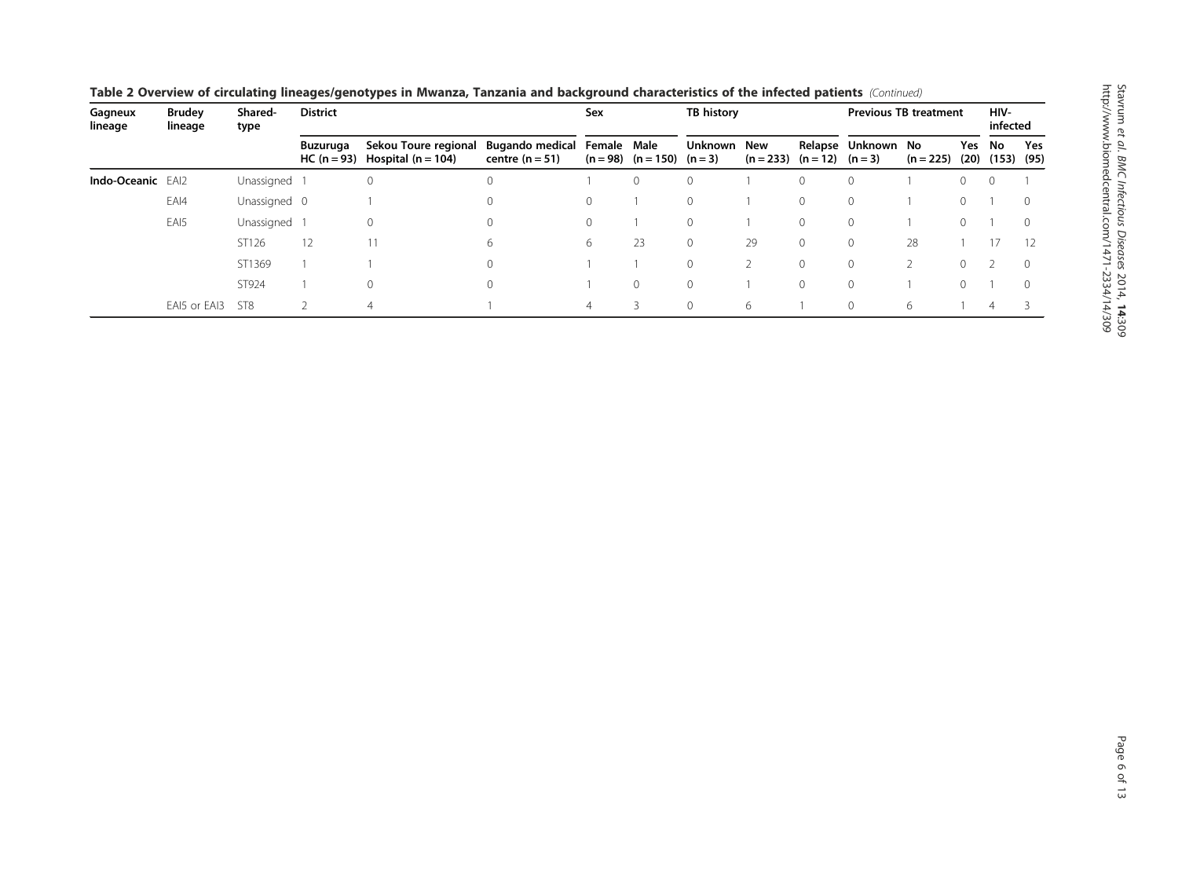**Table 2 Overview of circulating lineages/genotypes in Mwanza, Tanzania and background characteristics of the infected patients** *(Continued)*

| Gagneux lineage | Brudey lineage | Shared-type | District | | | Sex | | TB history | | | Previous TB treatment | | | HIV-infected | |
|---|---|---|---|---|---|---|---|---|---|---|---|---|---|---|---|
| | | | Buzuruga HC (n = 93) | Sekou Toure regional Hospital (n = 104) | Bugando medical centre (n = 51) | Female (n = 98) | Male (n = 150) | Unknown (n = 3) | New (n = 233) | Relapse (n = 12) | Unknown (n = 3) | No (n = 225) | Yes (20) | No (153) | Yes (95) |
| **Indo-Oceanic** | EAI2 | Unassigned | 1 | 0 | 0 | 1 | 0 | 0 | 1 | 0 | 0 | 1 | 0 | 0 | 1 |
| | EAI4 | Unassigned | 0 | 1 | 0 | 0 | 1 | 0 | 1 | 0 | 0 | 1 | 0 | 1 | 0 |
| | EAI5 | Unassigned | 1 | 0 | 0 | 0 | 1 | 0 | 1 | 0 | 0 | 1 | 0 | 1 | 0 |
| | | ST126 | 12 | 11 | 6 | 6 | 23 | 0 | 29 | 0 | 0 | 28 | 1 | 17 | 12 |
| | | ST1369 | 1 | 1 | 0 | 1 | 1 | 0 | 2 | 0 | 0 | 2 | 0 | 2 | 0 |
| | | ST924 | 1 | 0 | 0 | 1 | 0 | 0 | 1 | 0 | 0 | 1 | 0 | 1 | 0 |
| | EAI5 or EAI3 | ST8 | 2 | 4 | 1 | 4 | 3 | 0 | 6 | 1 | 0 | 6 | 1 | 4 | 3 |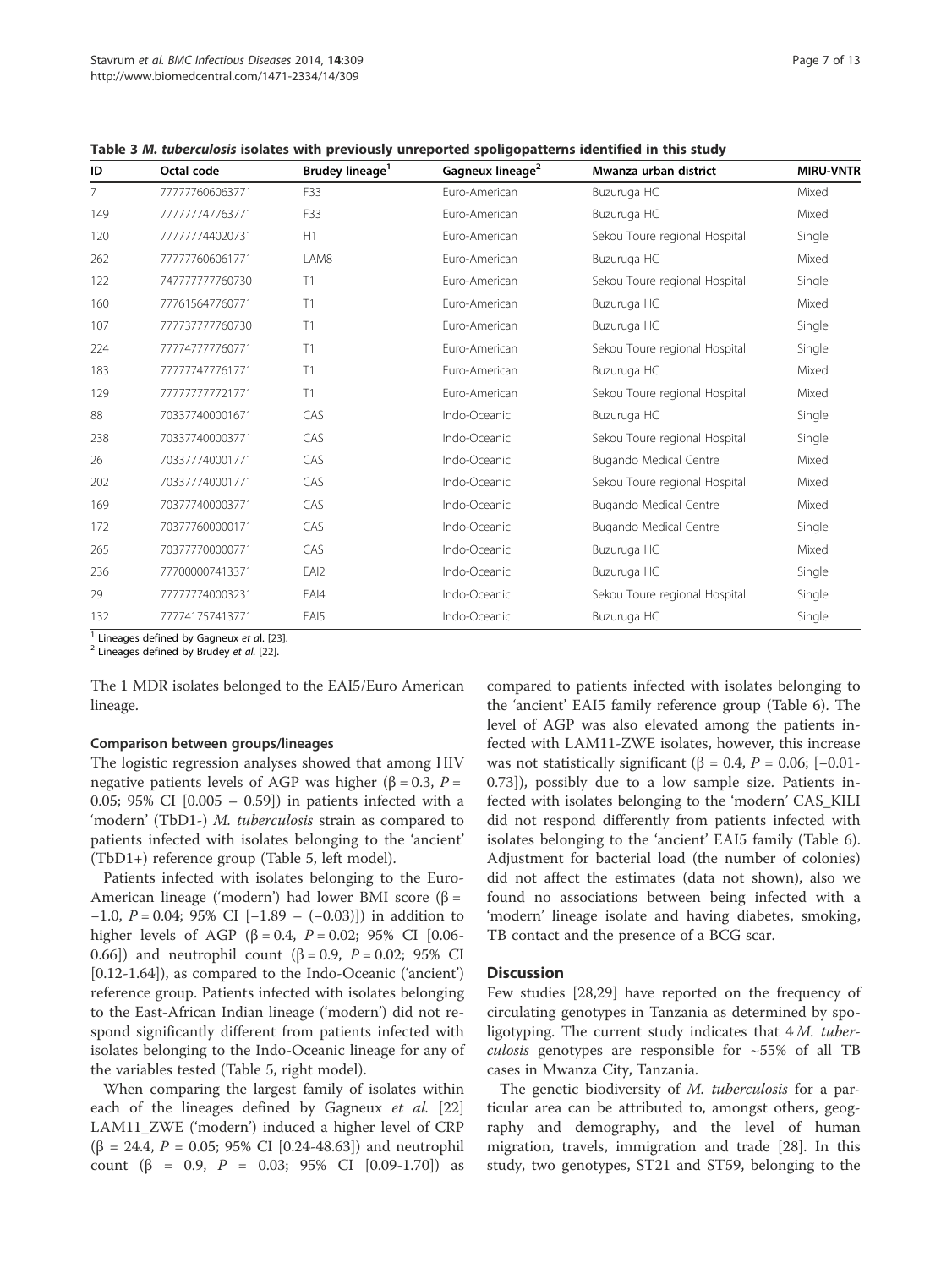**Table 3** ***M. tuberculosis*** **isolates with previously unreported spoligopatterns identified in this study**

| ID | Octal code | Brudey lineage[1] | Gagneux lineage[2] | Mwanza urban district | MIRU-VNTR |
|---|---|---|---|---|---|
| 7 | 777777606063771 | F33 | Euro-American | Buzuruga HC | Mixed |
| 149 | 777777747763771 | F33 | Euro-American | Buzuruga HC | Mixed |
| 120 | 777777744020731 | H1 | Euro-American | Sekou Toure regional Hospital | Single |
| 262 | 777777606061771 | LAM8 | Euro-American | Buzuruga HC | Mixed |
| 122 | 747777777760730 | T1 | Euro-American | Sekou Toure regional Hospital | Single |
| 160 | 777615647760771 | T1 | Euro-American | Buzuruga HC | Mixed |
| 107 | 777737777760730 | T1 | Euro-American | Buzuruga HC | Single |
| 224 | 777747777760771 | T1 | Euro-American | Sekou Toure regional Hospital | Single |
| 183 | 777777477761771 | T1 | Euro-American | Buzuruga HC | Mixed |
| 129 | 777777777721771 | T1 | Euro-American | Sekou Toure regional Hospital | Mixed |
| 88 | 703377400001671 | CAS | Indo-Oceanic | Buzuruga HC | Single |
| 238 | 703377400003771 | CAS | Indo-Oceanic | Sekou Toure regional Hospital | Single |
| 26 | 703377740001771 | CAS | Indo-Oceanic | Bugando Medical Centre | Mixed |
| 202 | 703377740001771 | CAS | Indo-Oceanic | Sekou Toure regional Hospital | Mixed |
| 169 | 703777400003771 | CAS | Indo-Oceanic | Bugando Medical Centre | Mixed |
| 172 | 703777600000171 | CAS | Indo-Oceanic | Bugando Medical Centre | Single |
| 265 | 703777700000771 | CAS | Indo-Oceanic | Buzuruga HC | Mixed |
| 236 | 777000007413371 | EAI2 | Indo-Oceanic | Buzuruga HC | Single |
| 29 | 777777740003231 | EAI4 | Indo-Oceanic | Sekou Toure regional Hospital | Single |
| 132 | 777741757413771 | EAI5 | Indo-Oceanic | Buzuruga HC | Single |

[1] Lineages defined by Gagneux *et al.* [23].
[2] Lineages defined by Brudey *et al.* [22].

The 1 MDR isolates belonged to the EAI5/Euro American lineage.

#### Comparison between groups/lineages

The logistic regression analyses showed that among HIV negative patients levels of AGP was higher ($\beta = 0.3$, $P = 0.05$; 95% CI [0.005 – 0.59]) in patients infected with a 'modern' (TbD1-) *M. tuberculosis* strain as compared to patients infected with isolates belonging to the 'ancient' (TbD1+) reference group (Table 5, left model).

Patients infected with isolates belonging to the Euro-American lineage ('modern') had lower BMI score ($\beta = -1.0$, $P = 0.04$; 95% CI [−1.89 – (−0.03)]) in addition to higher levels of AGP ($\beta = 0.4$, $P = 0.02$; 95% CI [0.06-0.66]) and neutrophil count ($\beta = 0.9$, $P = 0.02$; 95% CI [0.12-1.64]), as compared to the Indo-Oceanic ('ancient') reference group. Patients infected with isolates belonging to the East-African Indian lineage ('modern') did not respond significantly different from patients infected with isolates belonging to the Indo-Oceanic lineage for any of the variables tested (Table 5, right model).

When comparing the largest family of isolates within each of the lineages defined by Gagneux *et al.* [22] LAM11_ZWE ('modern') induced a higher level of CRP ($\beta = 24.4$, $P = 0.05$; 95% CI [0.24-48.63]) and neutrophil count ($\beta = 0.9$, $P = 0.03$; 95% CI [0.09-1.70]) as compared to patients infected with isolates belonging to the 'ancient' EAI5 family reference group (Table 6). The level of AGP was also elevated among the patients infected with LAM11-ZWE isolates, however, this increase was not statistically significant ($\beta = 0.4$, $P = 0.06$; [−0.01-0.73]), possibly due to a low sample size. Patients infected with isolates belonging to the 'modern' CAS_KILI did not respond differently from patients infected with isolates belonging to the 'ancient' EAI5 family (Table 6). Adjustment for bacterial load (the number of colonies) did not affect the estimates (data not shown), also we found no associations between being infected with a 'modern' lineage isolate and having diabetes, smoking, TB contact and the presence of a BCG scar.

## Discussion

Few studies [28,29] have reported on the frequency of circulating genotypes in Tanzania as determined by spoligotyping. The current study indicates that 4 *M. tuberculosis* genotypes are responsible for ~55% of all TB cases in Mwanza City, Tanzania.

The genetic biodiversity of *M. tuberculosis* for a particular area can be attributed to, amongst others, geography and demography, and the level of human migration, travels, immigration and trade [28]. In this study, two genotypes, ST21 and ST59, belonging to the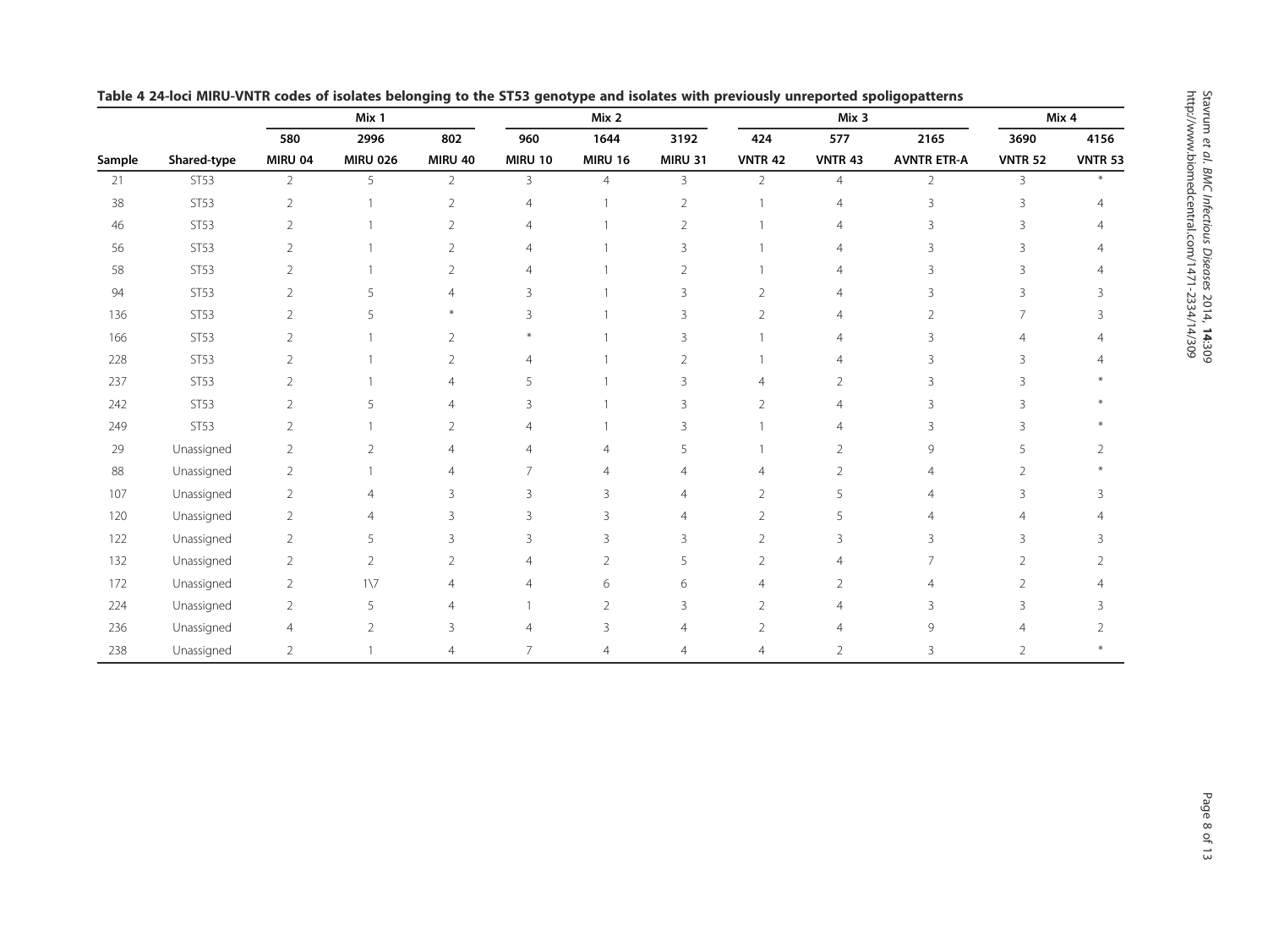**Table 4 24-loci MIRU-VNTR codes of isolates belonging to the ST53 genotype and isolates with previously unreported spoligopatterns**

| | | Mix 1 | | | Mix 2 | | | Mix 3 | | | Mix 4 | |
|---|---|---|---|---|---|---|---|---|---|---|---|---|
| | | 580 | 2996 | 802 | 960 | 1644 | 3192 | 424 | 577 | 2165 | 3690 | 4156 |
| Sample | Shared-type | MIRU 04 | MIRU 026 | MIRU 40 | MIRU 10 | MIRU 16 | MIRU 31 | VNTR 42 | VNTR 43 | AVNTR ETR-A | VNTR 52 | VNTR 53 |
| 21 | ST53 | 2 | 5 | 2 | 3 | 4 | 3 | 2 | 4 | 2 | 3 | * |
| 38 | ST53 | 2 | 1 | 2 | 4 | 1 | 2 | 1 | 4 | 3 | 3 | 4 |
| 46 | ST53 | 2 | 1 | 2 | 4 | 1 | 2 | 1 | 4 | 3 | 3 | 4 |
| 56 | ST53 | 2 | 1 | 2 | 4 | 1 | 3 | 1 | 4 | 3 | 3 | 4 |
| 58 | ST53 | 2 | 1 | 2 | 4 | 1 | 2 | 1 | 4 | 3 | 3 | 4 |
| 94 | ST53 | 2 | 5 | 4 | 3 | 1 | 3 | 2 | 4 | 3 | 3 | 3 |
| 136 | ST53 | 2 | 5 | * | 3 | 1 | 3 | 2 | 4 | 2 | 7 | 3 |
| 166 | ST53 | 2 | 1 | 2 | * | 1 | 3 | 1 | 4 | 3 | 4 | 4 |
| 228 | ST53 | 2 | 1 | 2 | 4 | 1 | 2 | 1 | 4 | 3 | 3 | 4 |
| 237 | ST53 | 2 | 1 | 4 | 5 | 1 | 3 | 4 | 2 | 3 | 3 | * |
| 242 | ST53 | 2 | 5 | 4 | 3 | 1 | 3 | 2 | 4 | 3 | 3 | * |
| 249 | ST53 | 2 | 1 | 2 | 4 | 1 | 3 | 1 | 4 | 3 | 3 | * |
| 29 | Unassigned | 2 | 2 | 4 | 4 | 4 | 5 | 1 | 2 | 9 | 5 | 2 |
| 88 | Unassigned | 2 | 1 | 4 | 7 | 4 | 4 | 4 | 2 | 4 | 2 | * |
| 107 | Unassigned | 2 | 4 | 3 | 3 | 3 | 4 | 2 | 5 | 4 | 3 | 3 |
| 120 | Unassigned | 2 | 4 | 3 | 3 | 3 | 4 | 2 | 5 | 4 | 4 | 4 |
| 122 | Unassigned | 2 | 5 | 3 | 3 | 3 | 3 | 2 | 3 | 3 | 3 | 3 |
| 132 | Unassigned | 2 | 2 | 2 | 4 | 2 | 5 | 2 | 4 | 7 | 2 | 2 |
| 172 | Unassigned | 2 | 1\7 | 4 | 4 | 6 | 6 | 4 | 2 | 4 | 2 | 4 |
| 224 | Unassigned | 2 | 5 | 4 | 1 | 2 | 3 | 2 | 4 | 3 | 3 | 3 |
| 236 | Unassigned | 4 | 2 | 3 | 4 | 3 | 4 | 2 | 4 | 9 | 4 | 2 |
| 238 | Unassigned | 2 | 1 | 4 | 7 | 4 | 4 | 4 | 2 | 3 | 2 | * |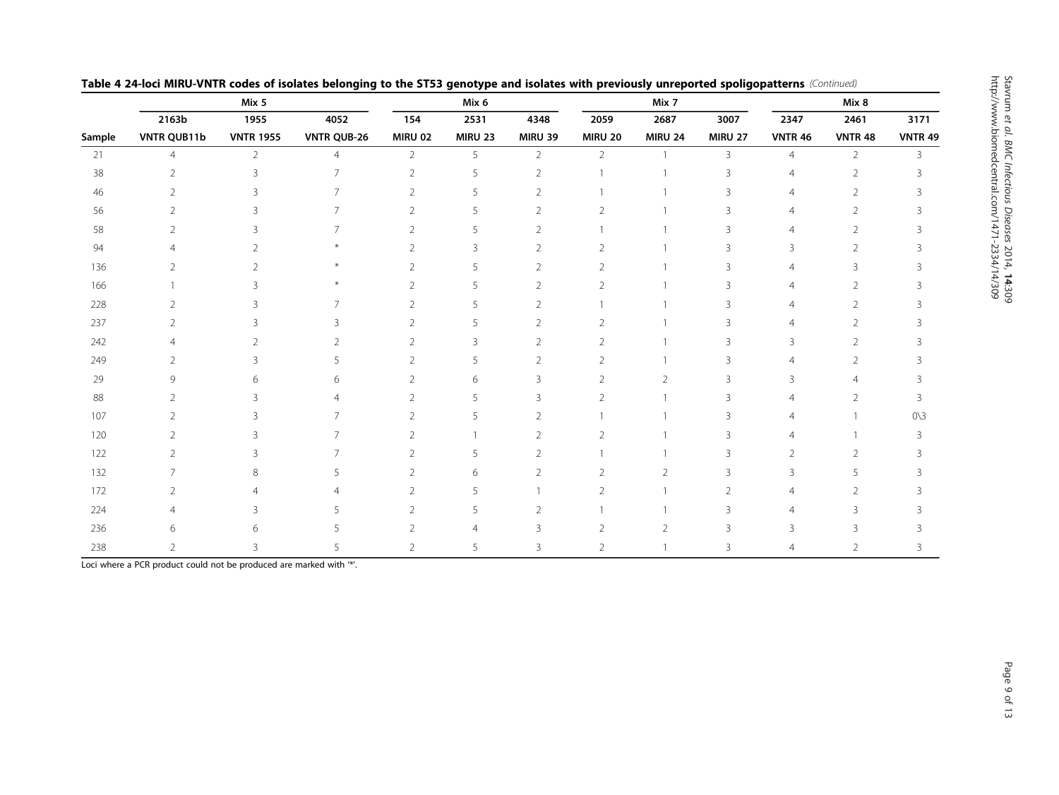**Table 4 24-loci MIRU-VNTR codes of isolates belonging to the ST53 genotype and isolates with previously unreported spoligopatterns** *(Continued)*

| | Mix 5 | | | Mix 6 | | | Mix 7 | | | Mix 8 | | |
|---|---|---|---|---|---|---|---|---|---|---|---|---|
| | 2163b | 1955 | 4052 | 154 | 2531 | 4348 | 2059 | 2687 | 3007 | 2347 | 2461 | 3171 |
| Sample | VNTR QUB11b | VNTR 1955 | VNTR QUB-26 | MIRU 02 | MIRU 23 | MIRU 39 | MIRU 20 | MIRU 24 | MIRU 27 | VNTR 46 | VNTR 48 | VNTR 49 |
| 21 | 4 | 2 | 4 | 2 | 5 | 2 | 2 | 1 | 3 | 4 | 2 | 3 |
| 38 | 2 | 3 | 7 | 2 | 5 | 2 | 1 | 1 | 3 | 4 | 2 | 3 |
| 46 | 2 | 3 | 7 | 2 | 5 | 2 | 1 | 1 | 3 | 4 | 2 | 3 |
| 56 | 2 | 3 | 7 | 2 | 5 | 2 | 2 | 1 | 3 | 4 | 2 | 3 |
| 58 | 2 | 3 | 7 | 2 | 5 | 2 | 1 | 1 | 3 | 4 | 2 | 3 |
| 94 | 4 | 2 | * | 2 | 3 | 2 | 2 | 1 | 3 | 3 | 2 | 3 |
| 136 | 2 | 2 | * | 2 | 5 | 2 | 2 | 1 | 3 | 4 | 3 | 3 |
| 166 | 1 | 3 | * | 2 | 5 | 2 | 2 | 1 | 3 | 4 | 2 | 3 |
| 228 | 2 | 3 | 7 | 2 | 5 | 2 | 1 | 1 | 3 | 4 | 2 | 3 |
| 237 | 2 | 3 | 3 | 2 | 5 | 2 | 2 | 1 | 3 | 4 | 2 | 3 |
| 242 | 4 | 2 | 2 | 2 | 3 | 2 | 2 | 1 | 3 | 3 | 2 | 3 |
| 249 | 2 | 3 | 5 | 2 | 5 | 2 | 2 | 1 | 3 | 4 | 2 | 3 |
| 29 | 9 | 6 | 6 | 2 | 6 | 3 | 2 | 2 | 3 | 3 | 4 | 3 |
| 88 | 2 | 3 | 4 | 2 | 5 | 3 | 2 | 1 | 3 | 4 | 2 | 3 |
| 107 | 2 | 3 | 7 | 2 | 5 | 2 | 1 | 1 | 3 | 4 | 1 | 0\3 |
| 120 | 2 | 3 | 7 | 2 | 1 | 2 | 2 | 1 | 3 | 4 | 1 | 3 |
| 122 | 2 | 3 | 7 | 2 | 5 | 2 | 1 | 1 | 3 | 2 | 2 | 3 |
| 132 | 7 | 8 | 5 | 2 | 6 | 2 | 2 | 2 | 3 | 3 | 5 | 3 |
| 172 | 2 | 4 | 4 | 2 | 5 | 1 | 2 | 1 | 2 | 4 | 2 | 3 |
| 224 | 4 | 3 | 5 | 2 | 5 | 2 | 1 | 1 | 3 | 4 | 3 | 3 |
| 236 | 6 | 6 | 5 | 2 | 4 | 3 | 2 | 2 | 3 | 3 | 3 | 3 |
| 238 | 2 | 3 | 5 | 2 | 5 | 3 | 2 | 1 | 3 | 4 | 2 | 3 |

Loci where a PCR product could not be produced are marked with '*'.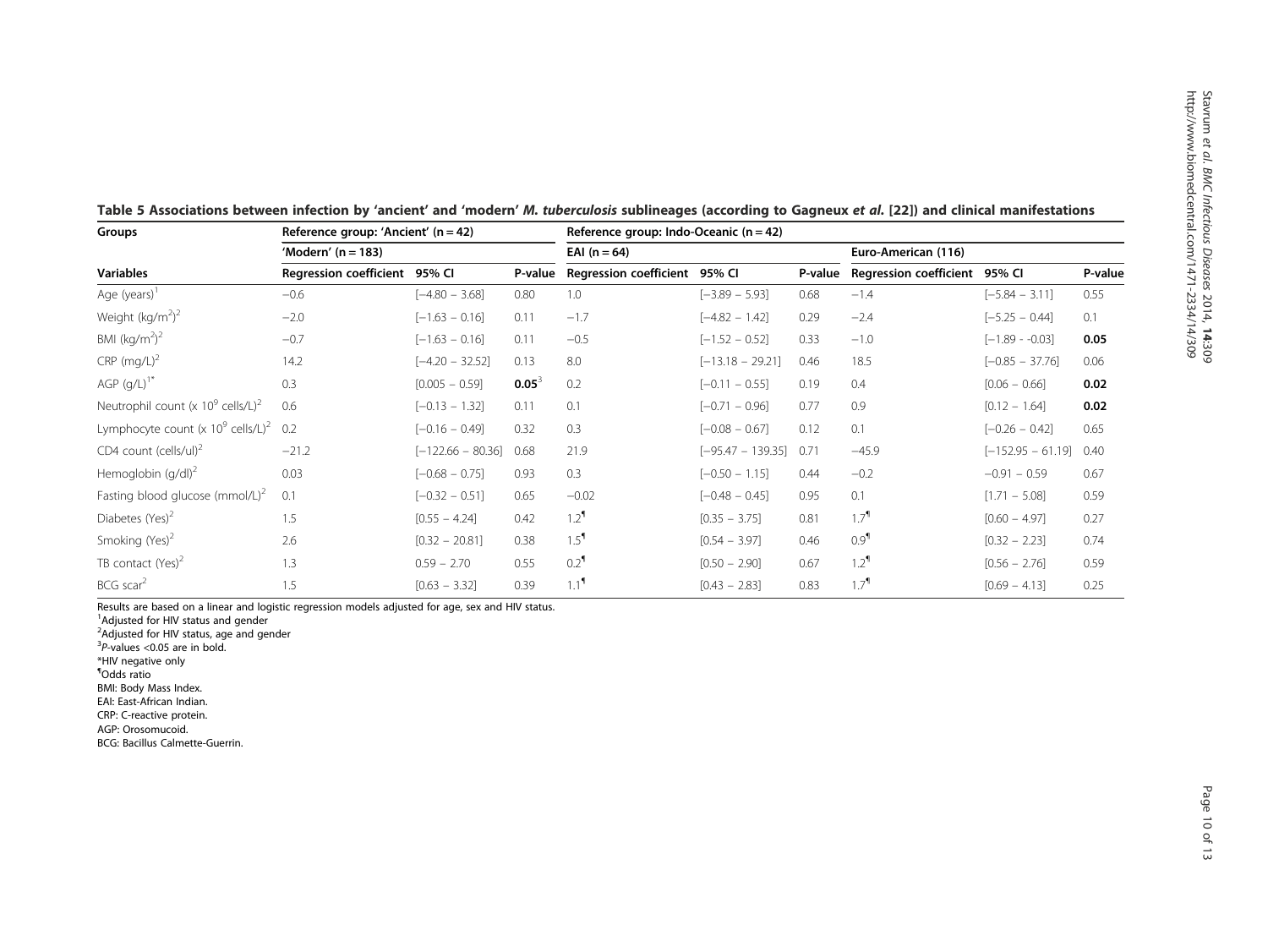**Table 5 Associations between infection by 'ancient' and 'modern' *M. tuberculosis* sublineages (according to Gagneux *et al.* [22]) and clinical manifestations**

| Groups | Reference group: 'Ancient' (n = 42) | | | Reference group: Indo-Oceanic (n = 42) | | | | | |
|---|---|---|---|---|---|---|---|---|---|
| | 'Modern' (n = 183) | | | EAI (n = 64) | | | Euro-American (116) | | |
| **Variables** | **Regression coefficient** | **95% CI** | **P-value** | **Regression coefficient** | **95% CI** | **P-value** | **Regression coefficient** | **95% CI** | **P-value** |
| Age (years)[1] | −0.6 | [−4.80 − 3.68] | 0.80 | 1.0 | [−3.89 − 5.93] | 0.68 | −1.4 | [−5.84 − 3.11] | 0.55 |
| Weight ($kg/m^2$)[2] | −2.0 | [−1.63 − 0.16] | 0.11 | −1.7 | [−4.82 − 1.42] | 0.29 | −2.4 | [−5.25 − 0.44] | 0.1 |
| BMI ($kg/m^2$)[2] | −0.7 | [−1.63 − 0.16] | 0.11 | −0.5 | [−1.52 − 0.52] | 0.33 | −1.0 | [−1.89 - -0.03] | **0.05** |
| CRP (mg/L)[2] | 14.2 | [−4.20 − 32.52] | 0.13 | 8.0 | [−13.18 − 29.21] | 0.46 | 18.5 | [−0.85 − 37.76] | 0.06 |
| AGP (g/L)[1*] | 0.3 | [0.005 − 0.59] | **0.05**[3] | 0.2 | [−0.11 − 0.55] | 0.19 | 0.4 | [0.06 − 0.66] | **0.02** |
| Neutrophil count (x $10^9$ cells/L)[2] | 0.6 | [−0.13 − 1.32] | 0.11 | 0.1 | [−0.71 − 0.96] | 0.77 | 0.9 | [0.12 − 1.64] | **0.02** |
| Lymphocyte count (x $10^9$ cells/L)[2] | 0.2 | [−0.16 − 0.49] | 0.32 | 0.3 | [−0.08 − 0.67] | 0.12 | 0.1 | [−0.26 − 0.42] | 0.65 |
| CD4 count (cells/ul)[2] | −21.2 | [−122.66 − 80.36] | 0.68 | 21.9 | [−95.47 − 139.35] | 0.71 | −45.9 | [−152.95 − 61.19] | 0.40 |
| Hemoglobin (g/dl)[2] | 0.03 | [−0.68 − 0.75] | 0.93 | 0.3 | [−0.50 − 1.15] | 0.44 | −0.2 | −0.91 − 0.59 | 0.67 |
| Fasting blood glucose (mmol/L)[2] | 0.1 | [−0.32 − 0.51] | 0.65 | −0.02 | [−0.48 − 0.45] | 0.95 | 0.1 | [1.71 − 5.08] | 0.59 |
| Diabetes (Yes)[2] | 1.5 | [0.55 − 4.24] | 0.42 | 1.2[¶] | [0.35 − 3.75] | 0.81 | 1.7[¶] | [0.60 − 4.97] | 0.27 |
| Smoking (Yes)[2] | 2.6 | [0.32 − 20.81] | 0.38 | 1.5[¶] | [0.54 − 3.97] | 0.46 | 0.9[¶] | [0.32 − 2.23] | 0.74 |
| TB contact (Yes)[2] | 1.3 | 0.59 − 2.70 | 0.55 | 0.2[¶] | [0.50 − 2.90] | 0.67 | 1.2[¶] | [0.56 − 2.76] | 0.59 |
| BCG scar[2] | 1.5 | [0.63 − 3.32] | 0.39 | 1.1[¶] | [0.43 − 2.83] | 0.83 | 1.7[¶] | [0.69 − 4.13] | 0.25 |

Results are based on a linear and logistic regression models adjusted for age, sex and HIV status.
[1]Adjusted for HIV status and gender
[2]Adjusted for HIV status, age and gender
[3]*P*-values <0.05 are in bold.
*HIV negative only
[¶]Odds ratio
BMI: Body Mass Index.
EAI: East-African Indian.
CRP: C-reactive protein.
AGP: Orosomucoid.
BCG: Bacillus Calmette-Guerrin.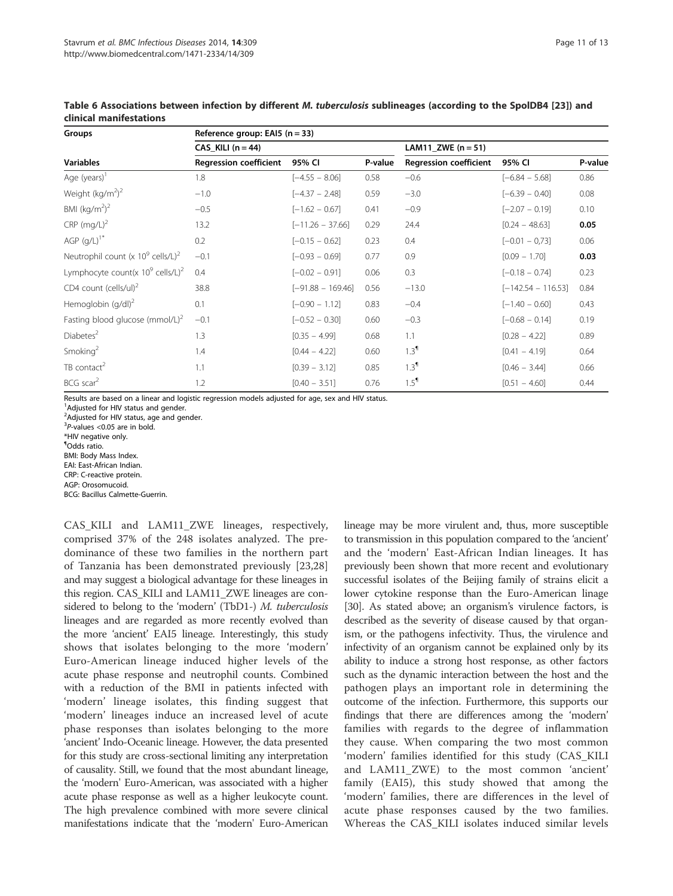**Table 6 Associations between infection by different *M. tuberculosis* sublineages (according to the SpolDB4 [23]) and clinical manifestations**

| Groups | Reference group: EAI5 (n = 33) | | | | | |
|---|---|---|---|---|---|---|
| | CAS_KILI (n = 44) | | | LAM11_ZWE (n = 51) | | |
| Variables | Regression coefficient | 95% CI | P-value | Regression coefficient | 95% CI | P-value |
| Age (years)[1] | 1.8 | [−4.55 – 8.06] | 0.58 | −0.6 | [−6.84 – 5.68] | 0.86 |
| Weight ($kg/m^2$)[2] | −1.0 | [−4.37 – 2.48] | 0.59 | −3.0 | [−6.39 – 0.40] | 0.08 |
| BMI ($kg/m^2$)[2] | −0.5 | [−1.62 – 0.67] | 0.41 | −0.9 | [−2.07 – 0.19] | 0.10 |
| CRP (mg/L)[2] | 13.2 | [−11.26 – 37.66] | 0.29 | 24.4 | [0.24 – 48.63] | **0.05** |
| AGP (g/L)[1*] | 0.2 | [−0.15 – 0.62] | 0.23 | 0.4 | [−0.01 – 0,73] | 0.06 |
| Neutrophil count (x $10^9$ cells/L)[2] | −0.1 | [−0.93 – 0.69] | 0.77 | 0.9 | [0.09 – 1.70] | **0.03** |
| Lymphocyte count(x $10^9$ cells/L)[2] | 0.4 | [−0.02 – 0.91] | 0.06 | 0.3 | [−0.18 – 0.74] | 0.23 |
| CD4 count (cells/ul)[2] | 38.8 | [−91.88 – 169.46] | 0.56 | −13.0 | [−142.54 – 116.53] | 0.84 |
| Hemoglobin (g/dl)[2] | 0.1 | [−0.90 – 1.12] | 0.83 | −0.4 | [−1.40 – 0.60] | 0.43 |
| Fasting blood glucose (mmol/L)[2] | −0.1 | [−0.52 – 0.30] | 0.60 | −0.3 | [−0.68 – 0.14] | 0.19 |
| Diabetes[2] | 1.3 | [0.35 – 4.99] | 0.68 | 1.1 | [0.28 – 4.22] | 0.89 |
| Smoking[2] | 1.4 | [0.44 – 4.22] | 0.60 | 1.3[¶] | [0.41 – 4.19] | 0.64 |
| TB contact[2] | 1.1 | [0.39 – 3.12] | 0.85 | 1.3[¶] | [0.46 – 3.44] | 0.66 |
| BCG scar[2] | 1.2 | [0.40 – 3.51] | 0.76 | 1.5[¶] | [0.51 – 4.60] | 0.44 |

Results are based on a linear and logistic regression models adjusted for age, sex and HIV status.
[1]Adjusted for HIV status and gender.
[2]Adjusted for HIV status, age and gender.
[3]*P*-values <0.05 are in bold.
*HIV negative only.
[¶]Odds ratio.
BMI: Body Mass Index.
EAI: East-African Indian.
CRP: C-reactive protein.
AGP: Orosomucoid.
BCG: Bacillus Calmette-Guerrin.

CAS_KILI and LAM11_ZWE lineages, respectively, comprised 37% of the 248 isolates analyzed. The predominance of these two families in the northern part of Tanzania has been demonstrated previously [23,28] and may suggest a biological advantage for these lineages in this region. CAS_KILI and LAM11_ZWE lineages are considered to belong to the 'modern' (TbD1-) *M. tuberculosis* lineages and are regarded as more recently evolved than the more 'ancient' EAI5 lineage. Interestingly, this study shows that isolates belonging to the more 'modern' Euro-American lineage induced higher levels of the acute phase response and neutrophil counts. Combined with a reduction of the BMI in patients infected with 'modern' lineage isolates, this finding suggest that 'modern' lineages induce an increased level of acute phase responses than isolates belonging to the more 'ancient' Indo-Oceanic lineage. However, the data presented for this study are cross-sectional limiting any interpretation of causality. Still, we found that the most abundant lineage, the 'modern' Euro-American, was associated with a higher acute phase response as well as a higher leukocyte count. The high prevalence combined with more severe clinical manifestations indicate that the 'modern' Euro-American lineage may be more virulent and, thus, more susceptible to transmission in this population compared to the 'ancient' and the 'modern' East-African Indian lineages. It has previously been shown that more recent and evolutionary successful isolates of the Beijing family of strains elicit a lower cytokine response than the Euro-American linage [30]. As stated above; an organism's virulence factors, is described as the severity of disease caused by that organism, or the pathogens infectivity. Thus, the virulence and infectivity of an organism cannot be explained only by its ability to induce a strong host response, as other factors such as the dynamic interaction between the host and the pathogen plays an important role in determining the outcome of the infection. Furthermore, this supports our findings that there are differences among the 'modern' families with regards to the degree of inflammation they cause. When comparing the two most common 'modern' families identified for this study (CAS_KILI and LAM11_ZWE) to the most common 'ancient' family (EAI5), this study showed that among the 'modern' families, there are differences in the level of acute phase responses caused by the two families. Whereas the CAS_KILI isolates induced similar levels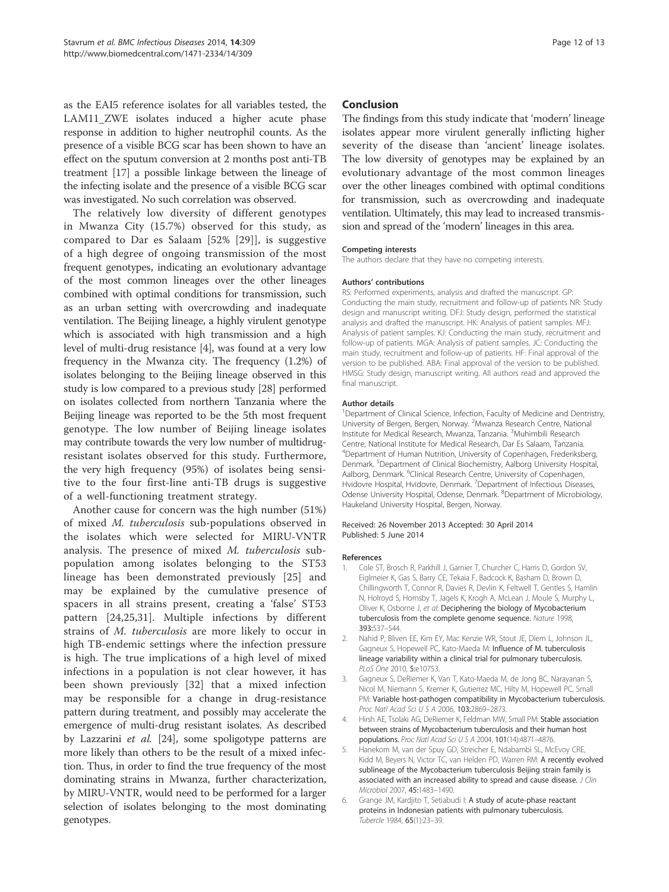as the EAI5 reference isolates for all variables tested, the LAM11_ZWE isolates induced a higher acute phase response in addition to higher neutrophil counts. As the presence of a visible BCG scar has been shown to have an effect on the sputum conversion at 2 months post anti-TB treatment [17] a possible linkage between the lineage of the infecting isolate and the presence of a visible BCG scar was investigated. No such correlation was observed.

The relatively low diversity of different genotypes in Mwanza City (15.7%) observed for this study, as compared to Dar es Salaam [52% [29]], is suggestive of a high degree of ongoing transmission of the most frequent genotypes, indicating an evolutionary advantage of the most common lineages over the other lineages combined with optimal conditions for transmission, such as an urban setting with overcrowding and inadequate ventilation. The Beijing lineage, a highly virulent genotype which is associated with high transmission and a high level of multi-drug resistance [4], was found at a very low frequency in the Mwanza city. The frequency (1.2%) of isolates belonging to the Beijing lineage observed in this study is low compared to a previous study [28] performed on isolates collected from northern Tanzania where the Beijing lineage was reported to be the 5th most frequent genotype. The low number of Beijing lineage isolates may contribute towards the very low number of multidrug-resistant isolates observed for this study. Furthermore, the very high frequency (95%) of isolates being sensitive to the four first-line anti-TB drugs is suggestive of a well-functioning treatment strategy.

Another cause for concern was the high number (51%) of mixed *M. tuberculosis* sub-populations observed in the isolates which were selected for MIRU-VNTR analysis. The presence of mixed *M. tuberculosis* sub-population among isolates belonging to the ST53 lineage has been demonstrated previously [25] and may be explained by the cumulative presence of spacers in all strains present, creating a 'false' ST53 pattern [24,25,31]. Multiple infections by different strains of *M. tuberculosis* are more likely to occur in high TB-endemic settings where the infection pressure is high. The true implications of a high level of mixed infections in a population is not clear however, it has been shown previously [32] that a mixed infection may be responsible for a change in drug-resistance pattern during treatment, and possibly may accelerate the emergence of multi-drug resistant isolates. As described by Lazzarini *et al.* [24], some spoligotype patterns are more likely than others to be the result of a mixed infection. Thus, in order to find the true frequency of the most dominating strains in Mwanza, further characterization, by MIRU-VNTR, would need to be performed for a larger selection of isolates belonging to the most dominating genotypes.

## Conclusion

The findings from this study indicate that 'modern' lineage isolates appear more virulent generally inflicting higher severity of the disease than 'ancient' lineage isolates. The low diversity of genotypes may be explained by an evolutionary advantage of the most common lineages over the other lineages combined with optimal conditions for transmission, such as overcrowding and inadequate ventilation. Ultimately, this may lead to increased transmission and spread of the 'modern' lineages in this area.

#### Competing interests

The authors declare that they have no competing interests.

#### Authors' contributions

RS: Performed experiments, analysis and drafted the manuscript. GP: Conducting the main study, recruitment and follow-up of patients NR: Study design and manuscript writing. DFJ: Study design, performed the statistical analysis and drafted the manuscript. HK: Analysis of patient samples. MFJ: Analysis of patient samples. KJ: Conducting the main study, recruitment and follow-up of patients. MGA: Analysis of patient samples. JC: Conducting the main study, recruitment and follow-up of patients. HF: Final approval of the version to be published. ABA: Final approval of the version to be published. HMSG: Study design, manuscript writing. All authors read and approved the final manuscript.

#### Author details

[1]Department of Clinical Science, Infection, Faculty of Medicine and Dentristry, University of Bergen, Bergen, Norway. [2]Mwanza Research Centre, National Institute for Medical Research, Mwanza, Tanzania. [3]Muhimbili Research Centre, National Institute for Medical Research, Dar Es Salaam, Tanzania. [4]Department of Human Nutrition, University of Copenhagen, Frederiksberg, Denmark. [5]Department of Clinical Biochemistry, Aalborg University Hospital, Aalborg, Denmark. [6]Clinical Research Centre, University of Copenhagen, Hvidovre Hospital, Hvidovre, Denmark. [7]Department of Infectious Diseases, Odense University Hospital, Odense, Denmark. [8]Department of Microbiology, Haukeland University Hospital, Bergen, Norway.

Received: 26 November 2013 Accepted: 30 April 2014
Published: 5 June 2014

#### References

1. Cole ST, Brosch R, Parkhill J, Garnier T, Churcher C, Harris D, Gordon SV, Eiglmeier K, Gas S, Barry CE, Tekaia F, Badcock K, Basham D, Brown D, Chillingworth T, Connor R, Davies R, Devlin K, Feltwell T, Gentles S, Hamlin N, Holroyd S, Hornsby T, Jagels K, Krogh A, McLean J, Moule S, Murphy L, Oliver K, Osborne J, *et al*: Deciphering the biology of Mycobacterium tuberculosis from the complete genome sequence. *Nature* 1998, 393:537–544.
2. Nahid P, Bliven EE, Kim EY, Mac Kenzie WR, Stout JE, Diem L, Johnson JL, Gagneux S, Hopewell PC, Kato-Maeda M: Influence of M. tuberculosis lineage variability within a clinical trial for pulmonary tuberculosis. *PLoS One* 2010, 5:e10753.
3. Gagneux S, DeRiemer K, Van T, Kato-Maeda M, de Jong BC, Narayanan S, Nicol M, Niemann S, Kremer K, Gutierrez MC, Hilty M, Hopewell PC, Small PM: Variable host-pathogen compatibility in Mycobacterium tuberculosis. *Proc Natl Acad Sci U S A* 2006, 103:2869–2873.
4. Hirsh AE, Tsolaki AG, DeRiemer K, Feldman MW, Small PM: Stable association between strains of Mycobacterium tuberculosis and their human host populations. *Proc Natl Acad Sci U S A* 2004, 101(14):4871–4876.
5. Hanekom M, van der Spuy GD, Streicher E, Ndabambi SL, McEvoy CRE, Kidd M, Beyers N, Victor TC, van Helden PD, Warren RM: A recently evolved sublineage of the Mycobacterium tuberculosis Beijing strain family is associated with an increased ability to spread and cause disease. *J Clin Microbiol* 2007, 45:1483–1490.
6. Grange JM, Kardjito T, Setiabudi I: A study of acute-phase reactant proteins in Indonesian patients with pulmonary tuberculosis. *Tubercle* 1984, 65(1):23–39.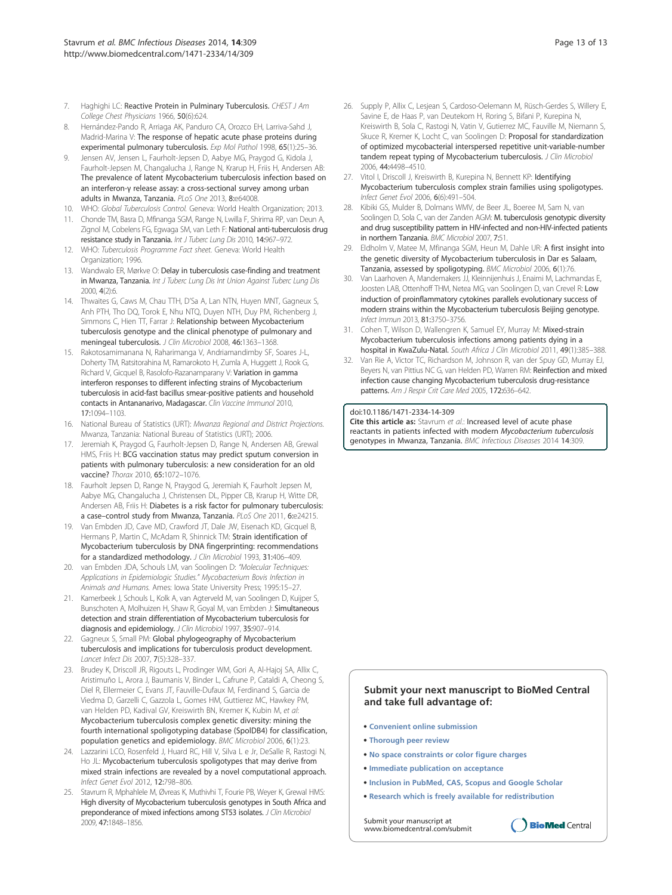7. Haghighi LC: Reactive Protein in Pulminary Tuberculosis. *CHEST J Am College Chest Physicians* 1966, 50(6):624.
8. Hernández-Pando R, Arriaga AK, Panduro CA, Orozco EH, Larriva-Sahd J, Madrid-Marina V: The response of hepatic acute phase proteins during experimental pulmonary tuberculosis. *Exp Mol Pathol* 1998, 65(1):25–36.
9. Jensen AV, Jensen L, Faurholt-Jepsen D, Aabye MG, Praygod G, Kidola J, Faurholt-Jepsen M, Changalucha J, Range N, Krarup H, Friis H, Andersen AB: The prevalence of latent Mycobacterium tuberculosis infection based on an interferon-γ release assay: a cross-sectional survey among urban adults in Mwanza, Tanzania. *PLoS One* 2013, 8:e64008.
10. WHO: *Global Tuberculosis Control*. Geneva: World Health Organization; 2013.
11. Chonde TM, Basra D, Mfinanga SGM, Range N, Lwilla F, Shirima RP, van Deun A, Zignol M, Cobelens FG, Egwaga SM, van Leth F: National anti-tuberculosis drug resistance study in Tanzania. *Int J Tuberc Lung Dis* 2010, 14:967–972.
12. WHO: *Tuberculosis Programme Fact sheet*. Geneva: World Health Organization; 1996.
13. Wandwalo ER, Mørkve O: Delay in tuberculosis case-finding and treatment in Mwanza, Tanzania. *Int J Tuberc Lung Dis Int Union Against Tuberc Lung Dis* 2000, 4(2):6.
14. Thwaites G, Caws M, Chau TTH, D'Sa A, Lan NTN, Huyen MNT, Gagneux S, Anh PTH, Tho DQ, Torok E, Nhu NTQ, Duyen NTH, Duy PM, Richenberg J, Simmons C, Hien TT, Farrar J: Relationship between Mycobacterium tuberculosis genotype and the clinical phenotype of pulmonary and meningeal tuberculosis. *J Clin Microbiol* 2008, 46:1363–1368.
15. Rakotosamimanana N, Raharimanga V, Andriamandimby SF, Soares J-L, Doherty TM, Ratsitorahina M, Ramarokoto H, Zumla A, Huggett J, Rook G, Richard V, Gicquel B, Rasolofo-Razanamparany V: Variation in gamma interferon responses to different infecting strains of Mycobacterium tuberculosis in acid-fast bacillus smear-positive patients and household contacts in Antananarivo, Madagascar. *Clin Vaccine Immunol* 2010, 17:1094–1103.
16. National Bureau of Statistics (URT): *Mwanza Regional and District Projections*. Mwanza, Tanzania: National Bureau of Statistics (URT); 2006.
17. Jeremiah K, Praygod G, Faurholt-Jepsen D, Range N, Andersen AB, Grewal HMS, Friis H: BCG vaccination status may predict sputum conversion in patients with pulmonary tuberculosis: a new consideration for an old vaccine? *Thorax* 2010, 65:1072–1076.
18. Faurholt Jepsen D, Range N, Praygod G, Jeremiah K, Faurholt Jepsen M, Aabye MG, Changalucha J, Christensen DL, Pipper CB, Krarup H, Witte DR, Andersen AB, Friis H: Diabetes is a risk factor for pulmonary tuberculosis: a case–control study from Mwanza, Tanzania. *PLoS One* 2011, 6:e24215.
19. Van Embden JD, Cave MD, Crawford JT, Dale JW, Eisenach KD, Gicquel B, Hermans P, Martin C, McAdam R, Shinnick TM: Strain identification of Mycobacterium tuberculosis by DNA fingerprinting: recommendations for a standardized methodology. *J Clin Microbiol* 1993, 31:406–409.
20. van Embden JDA, Schouls LM, van Soolingen D: *"Molecular Techniques: Applications in Epidemiologic Studies." Mycobacterium Bovis Infection in Animals and Humans*. Ames: Iowa State University Press; 1995:15–27.
21. Kamerbeek J, Schouls L, Kolk A, van Agterveld M, van Soolingen D, Kuijper S, Bunschoten A, Molhuizen H, Shaw R, Goyal M, van Embden J: Simultaneous detection and strain differentiation of Mycobacterium tuberculosis for diagnosis and epidemiology. *J Clin Microbiol* 1997, 35:907–914.
22. Gagneux S, Small PM: Global phylogeography of Mycobacterium tuberculosis and implications for tuberculosis product development. *Lancet Infect Dis* 2007, 7(5):328–337.
23. Brudey K, Driscoll JR, Rigouts L, Prodinger WM, Gori A, Al-Hajoj SA, Allix C, Aristimuño L, Arora J, Baumanis V, Binder L, Cafrune P, Cataldi A, Cheong S, Diel R, Ellermeier C, Evans JT, Fauville-Dufaux M, Ferdinand S, Garcia de Viedma D, Garzelli C, Gazzola L, Gomes HM, Guttierez MC, Hawkey PM, van Helden PD, Kadival GV, Kreiswirth BN, Kremer K, Kubin M, *et al*: Mycobacterium tuberculosis complex genetic diversity: mining the fourth international spoligotyping database (SpolDB4) for classification, population genetics and epidemiology. *BMC Microbiol* 2006, 6(1):23.
24. Lazzarini LCO, Rosenfeld J, Huard RC, Hill V, Silva L e Jr, DeSalle R, Rastogi N, Ho JL: Mycobacterium tuberculosis spoligotypes that may derive from mixed strain infections are revealed by a novel computational approach. *Infect Genet Evol* 2012, 12:798–806.
25. Stavrum R, Mphahlele M, Øvreas K, Muthivhi T, Fourie PB, Weyer K, Grewal HMS: High diversity of Mycobacterium tuberculosis genotypes in South Africa and preponderance of mixed infections among ST53 isolates. *J Clin Microbiol* 2009, 47:1848–1856.
26. Supply P, Allix C, Lesjean S, Cardoso-Oelemann M, Rüsch-Gerdes S, Willery E, Savine E, de Haas P, van Deutekom H, Roring S, Bifani P, Kurepina N, Kreiswirth B, Sola C, Rastogi N, Vatin V, Gutierrez MC, Fauville M, Niemann S, Skuce R, Kremer K, Locht C, van Soolingen D: Proposal for standardization of optimized mycobacterial interspersed repetitive unit-variable-number tandem repeat typing of Mycobacterium tuberculosis. *J Clin Microbiol* 2006, 44:4498–4510.
27. Vitol I, Driscoll J, Kreiswirth B, Kurepina N, Bennett KP: Identifying Mycobacterium tuberculosis complex strain families using spoligotypes. *Infect Genet Evol* 2006, 6(6):491–504.
28. Kibiki GS, Mulder B, Dolmans WMV, de Beer JL, Boeree M, Sam N, van Soolingen D, Sola C, van der Zanden AGM: M. tuberculosis genotypic diversity and drug susceptibility pattern in HIV-infected and non-HIV-infected patients in northern Tanzania. *BMC Microbiol* 2007, 7:51.
29. Eldholm V, Matee M, Mfinanga SGM, Heun M, Dahle UR: A first insight into the genetic diversity of Mycobacterium tuberculosis in Dar es Salaam, Tanzania, assessed by spoligotyping. *BMC Microbiol* 2006, 6(1):76.
30. Van Laarhoven A, Mandemakers JJ, Kleinnijenhuis J, Enaimi M, Lachmandas E, Joosten LAB, Ottenhoff THM, Netea MG, van Soolingen D, van Crevel R: Low induction of proinflammatory cytokines parallels evolutionary success of modern strains within the Mycobacterium tuberculosis Beijing genotype. *Infect Immun* 2013, 81:3750–3756.
31. Cohen T, Wilson D, Wallengren K, Samuel EY, Murray M: Mixed-strain Mycobacterium tuberculosis infections among patients dying in a hospital in KwaZulu-Natal. *South Africa J Clin Microbiol* 2011, 49(1):385–388.
32. Van Rie A, Victor TC, Richardson M, Johnson R, van der Spuy GD, Murray EJ, Beyers N, van Pittius NC G, van Helden PD, Warren RM: Reinfection and mixed infection cause changing Mycobacterium tuberculosis drug-resistance patterns. *Am J Respir Crit Care Med* 2005, 172:636–642.

doi:10.1186/1471-2334-14-309

**Cite this article as:** Stavrum *et al.*: Increased level of acute phase reactants in patients infected with modern *Mycobacterium tuberculosis* genotypes in Mwanza, Tanzania. *BMC Infectious Diseases* 2014 14:309.

**Submit your next manuscript to BioMed Central and take full advantage of:**

- Convenient online submission
- Thorough peer review
- No space constraints or color figure charges
- Immediate publication on acceptance
- Inclusion in PubMed, CAS, Scopus and Google Scholar
- Research which is freely available for redistribution

Submit your manuscript at
www.biomedcentral.com/submit

BioMed Central